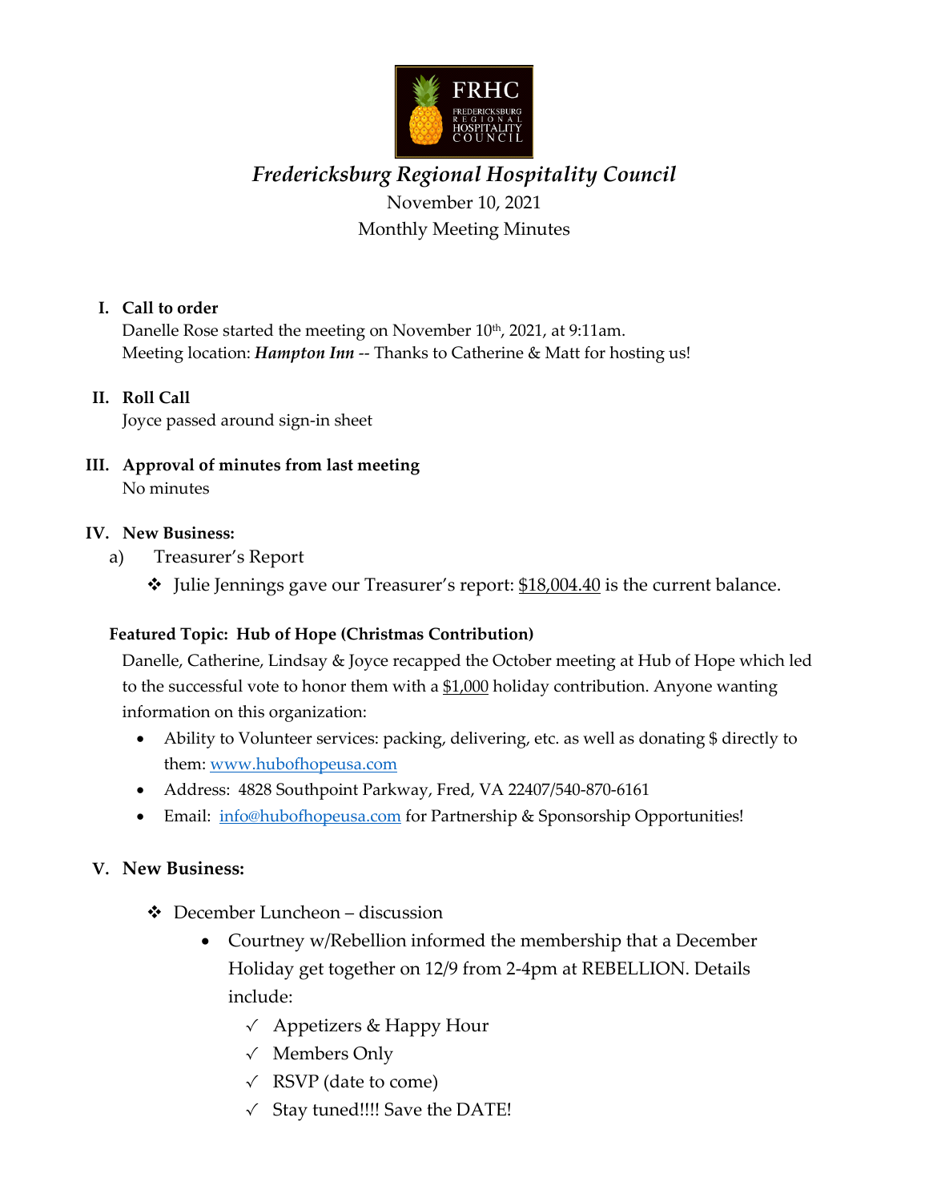FRHC
FREDERICKSBURG REGIONAL HOSPITALITY COUNCIL

# *Fredericksburg Regional Hospitality Council*

November 10, 2021

Monthly Meeting Minutes

## I. Call to order

Danelle Rose started the meeting on November 10th, 2021, at 9:11am.
Meeting location: ***Hampton Inn*** -- Thanks to Catherine & Matt for hosting us!

## II. Roll Call

Joyce passed around sign-in sheet

## III. Approval of minutes from last meeting

No minutes

## IV. New Business:

a) Treasurer's Report

- ❖ Julie Jennings gave our Treasurer's report: $18,004.40 is the current balance.

**Featured Topic: Hub of Hope (Christmas Contribution)**

Danelle, Catherine, Lindsay & Joyce recapped the October meeting at Hub of Hope which led to the successful vote to honor them with a $1,000 holiday contribution. Anyone wanting information on this organization:

- Ability to Volunteer services: packing, delivering, etc. as well as donating $ directly to them: [www.hubofhopeusa.com](www.hubofhopeusa.com)
- Address: 4828 Southpoint Parkway, Fred, VA 22407/540-870-6161
- Email: [info@hubofhopeusa.com](mailto:info@hubofhopeusa.com) for Partnership & Sponsorship Opportunities!

## V. New Business:

- ❖ December Luncheon – discussion
  - Courtney w/Rebellion informed the membership that a December Holiday get together on 12/9 from 2-4pm at REBELLION. Details include:
    - ✓ Appetizers & Happy Hour
    - ✓ Members Only
    - ✓ RSVP (date to come)
    - ✓ Stay tuned!!!! Save the DATE!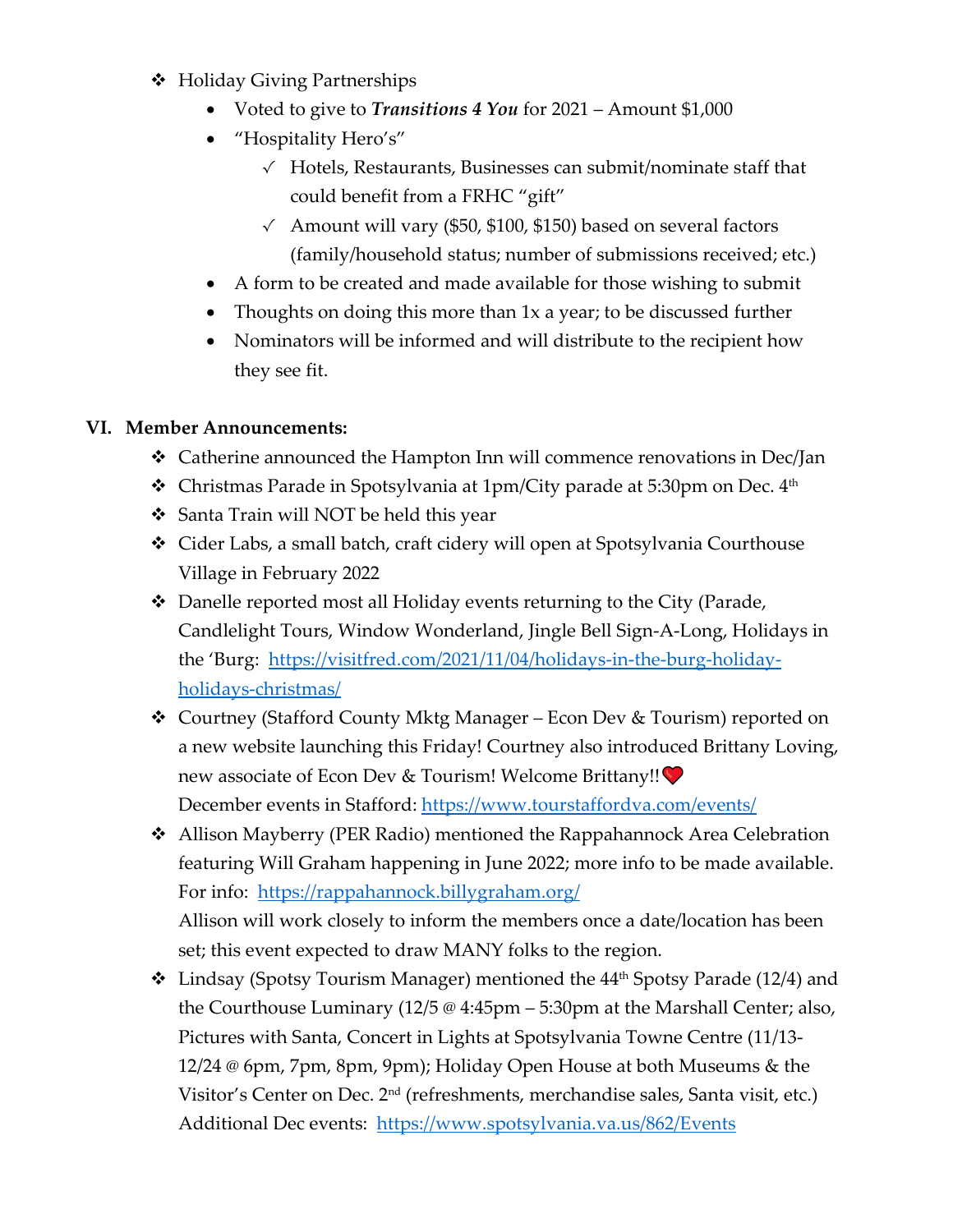- Holiday Giving Partnerships
  - Voted to give to ***Transitions 4 You*** for 2021 – Amount $1,000
  - "Hospitality Hero's"
    - ✓ Hotels, Restaurants, Businesses can submit/nominate staff that could benefit from a FRHC "gift"
    - ✓ Amount will vary ($50, $100, $150) based on several factors (family/household status; number of submissions received; etc.)
  - A form to be created and made available for those wishing to submit
  - Thoughts on doing this more than 1x a year; to be discussed further
  - Nominators will be informed and will distribute to the recipient how they see fit.

## VI. Member Announcements:

- Catherine announced the Hampton Inn will commence renovations in Dec/Jan
- Christmas Parade in Spotsylvania at 1pm/City parade at 5:30pm on Dec. 4th
- Santa Train will NOT be held this year
- Cider Labs, a small batch, craft cidery will open at Spotsylvania Courthouse Village in February 2022
- Danelle reported most all Holiday events returning to the City (Parade, Candlelight Tours, Window Wonderland, Jingle Bell Sign-A-Long, Holidays in the 'Burg: [https://visitfred.com/2021/11/04/holidays-in-the-burg-holiday-holidays-christmas/](https://visitfred.com/2021/11/04/holidays-in-the-burg-holiday-holidays-christmas/)
- Courtney (Stafford County Mktg Manager – Econ Dev & Tourism) reported on a new website launching this Friday! Courtney also introduced Brittany Loving, new associate of Econ Dev & Tourism! Welcome Brittany!!❤️
  December events in Stafford: [https://www.tourstaffordva.com/events/](https://www.tourstaffordva.com/events/)
- Allison Mayberry (PER Radio) mentioned the Rappahannock Area Celebration featuring Will Graham happening in June 2022; more info to be made available. For info: [https://rappahannock.billygraham.org/](https://rappahannock.billygraham.org/)
  Allison will work closely to inform the members once a date/location has been set; this event expected to draw MANY folks to the region.
- Lindsay (Spotsy Tourism Manager) mentioned the 44th Spotsy Parade (12/4) and the Courthouse Luminary (12/5 @ 4:45pm – 5:30pm at the Marshall Center; also, Pictures with Santa, Concert in Lights at Spotsylvania Towne Centre (11/13-12/24 @ 6pm, 7pm, 8pm, 9pm); Holiday Open House at both Museums & the Visitor's Center on Dec. 2nd (refreshments, merchandise sales, Santa visit, etc.)
  Additional Dec events: [https://www.spotsylvania.va.us/862/Events](https://www.spotsylvania.va.us/862/Events)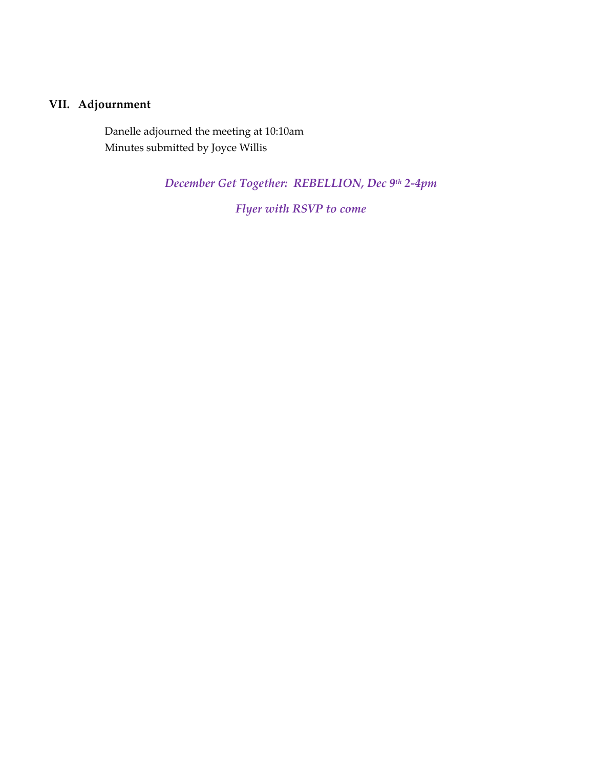## VII. Adjournment

Danelle adjourned the meeting at 10:10am
Minutes submitted by Joyce Willis

***December Get Together: REBELLION, Dec 9th 2-4pm***

***Flyer with RSVP to come***